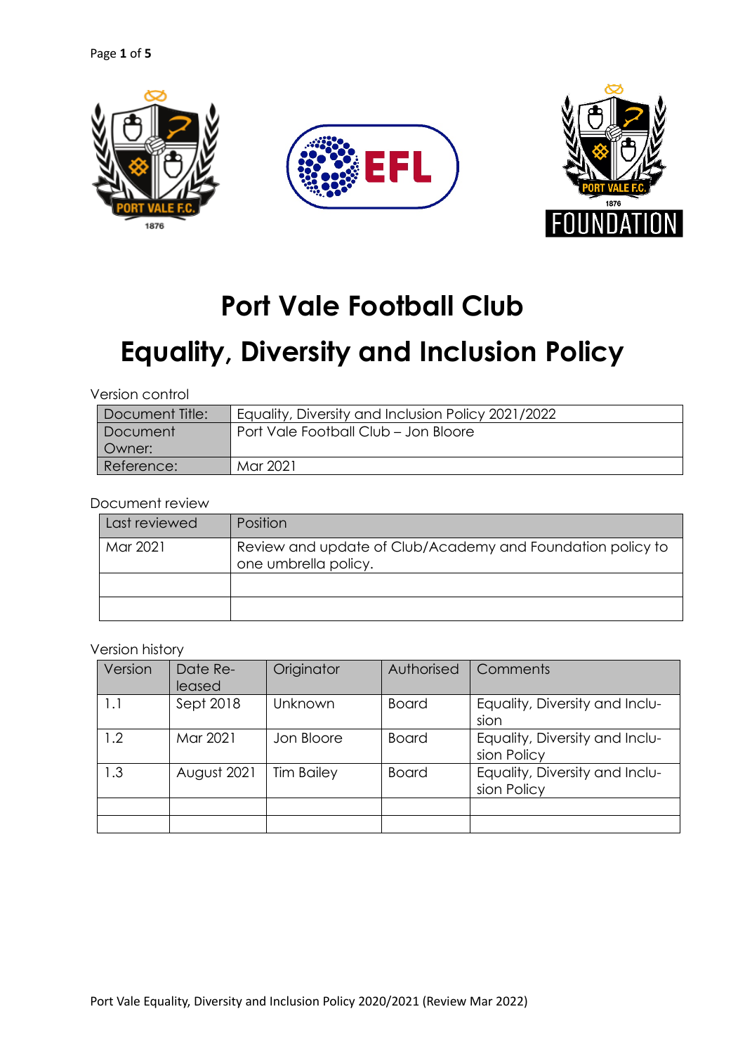# Port Vale Football Club

# Equality, Diversity and Inclusion Policy

Version control

| Document Title: | Equality, Diversity and Inclusion Policy 2021/2022 |
|---|---|
| Document Owner: | Port Vale Football Club – Jon Bloore |
| Reference: | Mar 2021 |

Document review

| Last reviewed | Position |
|---|---|
| Mar 2021 | Review and update of Club/Academy and Foundation policy to one umbrella policy. |
| | |
| | |

Version history

| Version | Date Released | Originator | Authorised | Comments |
|---|---|---|---|---|
| 1.1 | Sept 2018 | Unknown | Board | Equality, Diversity and Inclusion |
| 1.2 | Mar 2021 | Jon Bloore | Board | Equality, Diversity and Inclusion Policy |
| 1.3 | August 2021 | Tim Bailey | Board | Equality, Diversity and Inclusion Policy |
| | | | | |
| | | | | |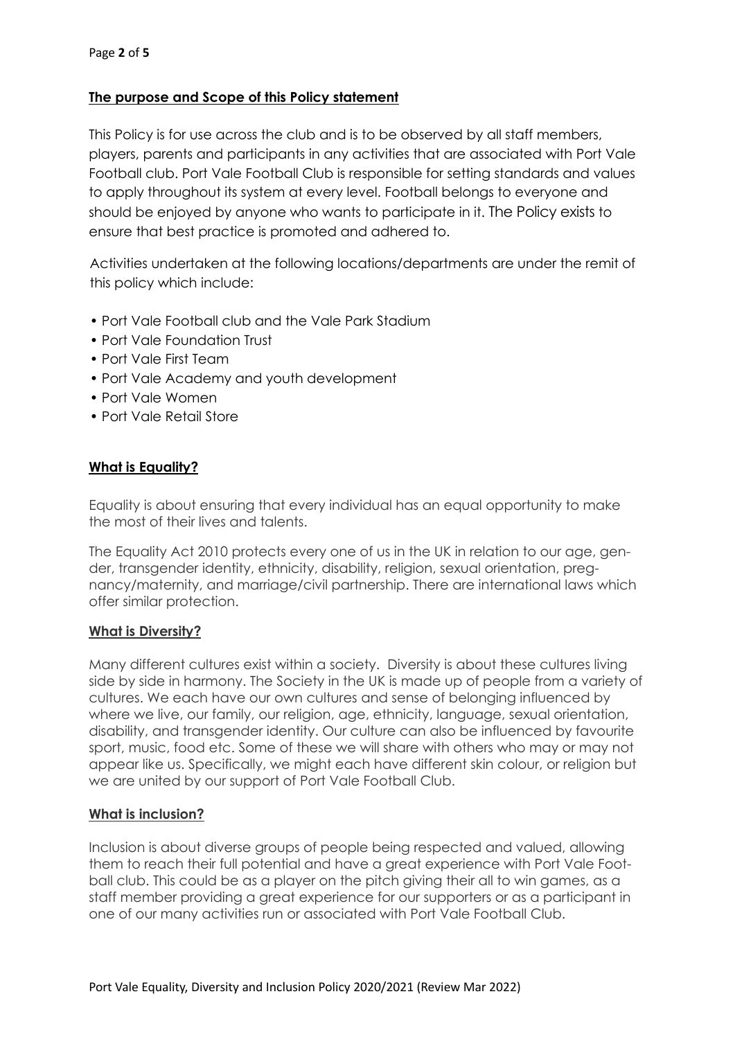## **The purpose and Scope of this Policy statement**

This Policy is for use across the club and is to be observed by all staff members, players, parents and participants in any activities that are associated with Port Vale Football club. Port Vale Football Club is responsible for setting standards and values to apply throughout its system at every level. Football belongs to everyone and should be enjoyed by anyone who wants to participate in it. The Policy exists to ensure that best practice is promoted and adhered to.

Activities undertaken at the following locations/departments are under the remit of this policy which include:

- Port Vale Football club and the Vale Park Stadium
- Port Vale Foundation Trust
- Port Vale First Team
- Port Vale Academy and youth development
- Port Vale Women
- Port Vale Retail Store

## **What is Equality?**

Equality is about ensuring that every individual has an equal opportunity to make the most of their lives and talents.

The Equality Act 2010 protects every one of us in the UK in relation to our age, gender, transgender identity, ethnicity, disability, religion, sexual orientation, pregnancy/maternity, and marriage/civil partnership. There are international laws which offer similar protection.

## **What is Diversity?**

Many different cultures exist within a society. Diversity is about these cultures living side by side in harmony. The Society in the UK is made up of people from a variety of cultures. We each have our own cultures and sense of belonging influenced by where we live, our family, our religion, age, ethnicity, language, sexual orientation, disability, and transgender identity. Our culture can also be influenced by favourite sport, music, food etc. Some of these we will share with others who may or may not appear like us. Specifically, we might each have different skin colour, or religion but we are united by our support of Port Vale Football Club.

## **What is inclusion?**

Inclusion is about diverse groups of people being respected and valued, allowing them to reach their full potential and have a great experience with Port Vale Football club. This could be as a player on the pitch giving their all to win games, as a staff member providing a great experience for our supporters or as a participant in one of our many activities run or associated with Port Vale Football Club.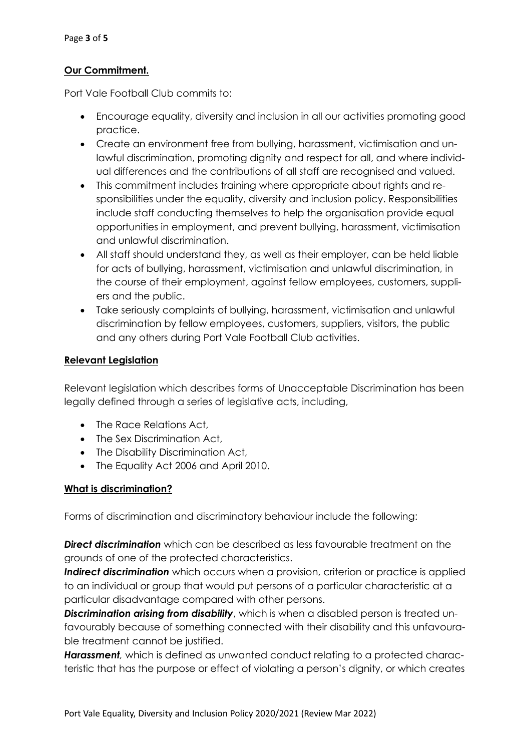**Our Commitment.**

Port Vale Football Club commits to:

- Encourage equality, diversity and inclusion in all our activities promoting good practice.
- Create an environment free from bullying, harassment, victimisation and unlawful discrimination, promoting dignity and respect for all, and where individual differences and the contributions of all staff are recognised and valued.
- This commitment includes training where appropriate about rights and responsibilities under the equality, diversity and inclusion policy. Responsibilities include staff conducting themselves to help the organisation provide equal opportunities in employment, and prevent bullying, harassment, victimisation and unlawful discrimination.
- All staff should understand they, as well as their employer, can be held liable for acts of bullying, harassment, victimisation and unlawful discrimination, in the course of their employment, against fellow employees, customers, suppliers and the public.
- Take seriously complaints of bullying, harassment, victimisation and unlawful discrimination by fellow employees, customers, suppliers, visitors, the public and any others during Port Vale Football Club activities.

**Relevant Legislation**

Relevant legislation which describes forms of Unacceptable Discrimination has been legally defined through a series of legislative acts, including,

- The Race Relations Act,
- The Sex Discrimination Act,
- The Disability Discrimination Act,
- The Equality Act 2006 and April 2010.

**What is discrimination?**

Forms of discrimination and discriminatory behaviour include the following:

***Direct discrimination*** which can be described as less favourable treatment on the grounds of one of the protected characteristics.
***Indirect discrimination*** which occurs when a provision, criterion or practice is applied to an individual or group that would put persons of a particular characteristic at a particular disadvantage compared with other persons.
***Discrimination arising from disability***, which is when a disabled person is treated unfavourably because of something connected with their disability and this unfavourable treatment cannot be justified.
***Harassment,*** which is defined as unwanted conduct relating to a protected characteristic that has the purpose or effect of violating a person's dignity, or which creates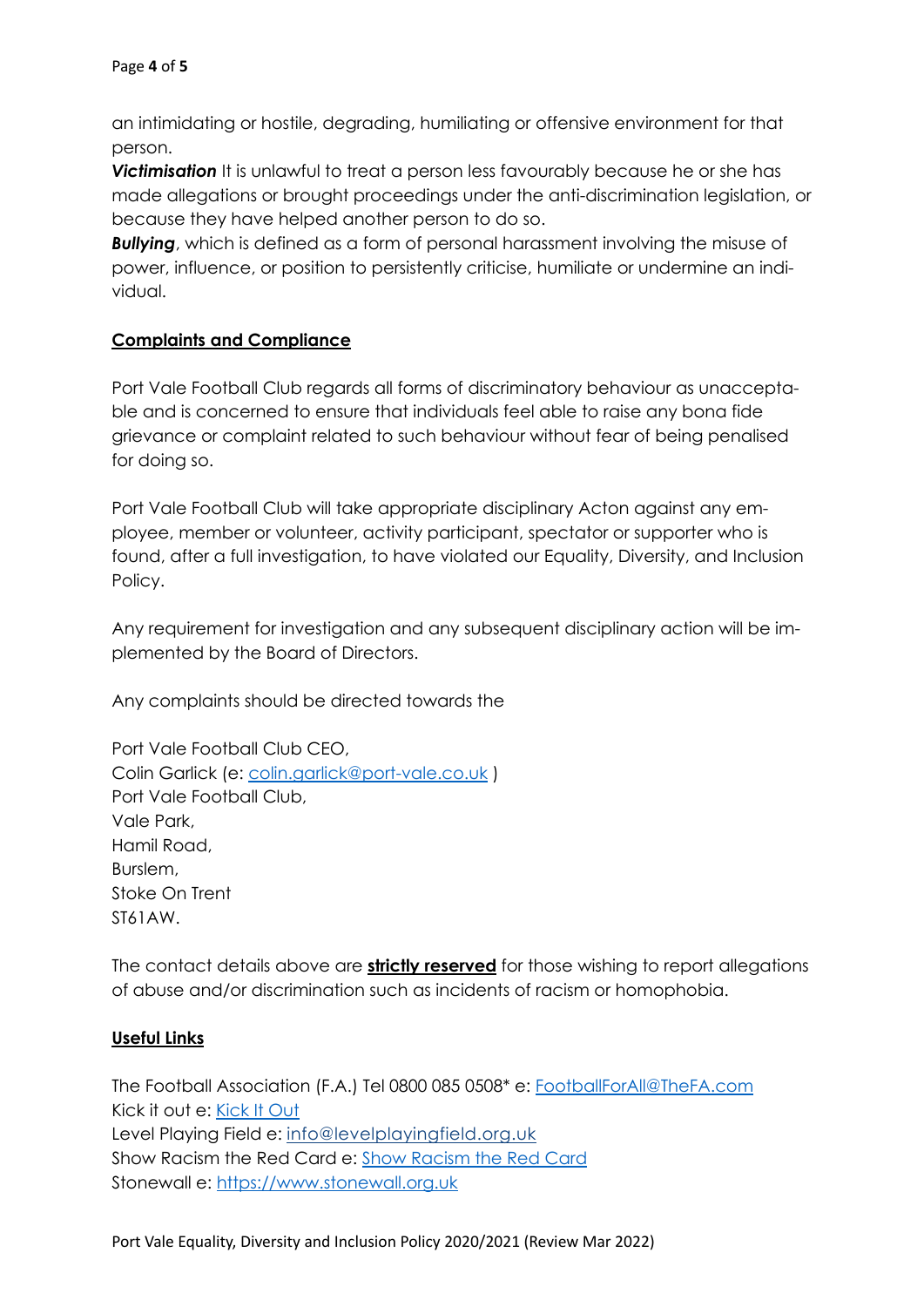an intimidating or hostile, degrading, humiliating or offensive environment for that person.

***Victimisation*** It is unlawful to treat a person less favourably because he or she has made allegations or brought proceedings under the anti-discrimination legislation, or because they have helped another person to do so.

***Bullying***, which is defined as a form of personal harassment involving the misuse of power, influence, or position to persistently criticise, humiliate or undermine an individual.

## Complaints and Compliance

Port Vale Football Club regards all forms of discriminatory behaviour as unacceptable and is concerned to ensure that individuals feel able to raise any bona fide grievance or complaint related to such behaviour without fear of being penalised for doing so.

Port Vale Football Club will take appropriate disciplinary Acton against any employee, member or volunteer, activity participant, spectator or supporter who is found, after a full investigation, to have violated our Equality, Diversity, and Inclusion Policy.

Any requirement for investigation and any subsequent disciplinary action will be implemented by the Board of Directors.

Any complaints should be directed towards the

Port Vale Football Club CEO,
Colin Garlick (e: colin.garlick@port-vale.co.uk )
Port Vale Football Club,
Vale Park,
Hamil Road,
Burslem,
Stoke On Trent
ST61AW.

The contact details above are **strictly reserved** for those wishing to report allegations of abuse and/or discrimination such as incidents of racism or homophobia.

## Useful Links

The Football Association (F.A.) Tel 0800 085 0508* e: FootballForAll@TheFA.com
Kick it out e: Kick It Out
Level Playing Field e: info@levelplayingfield.org.uk
Show Racism the Red Card e: Show Racism the Red Card
Stonewall e: https://www.stonewall.org.uk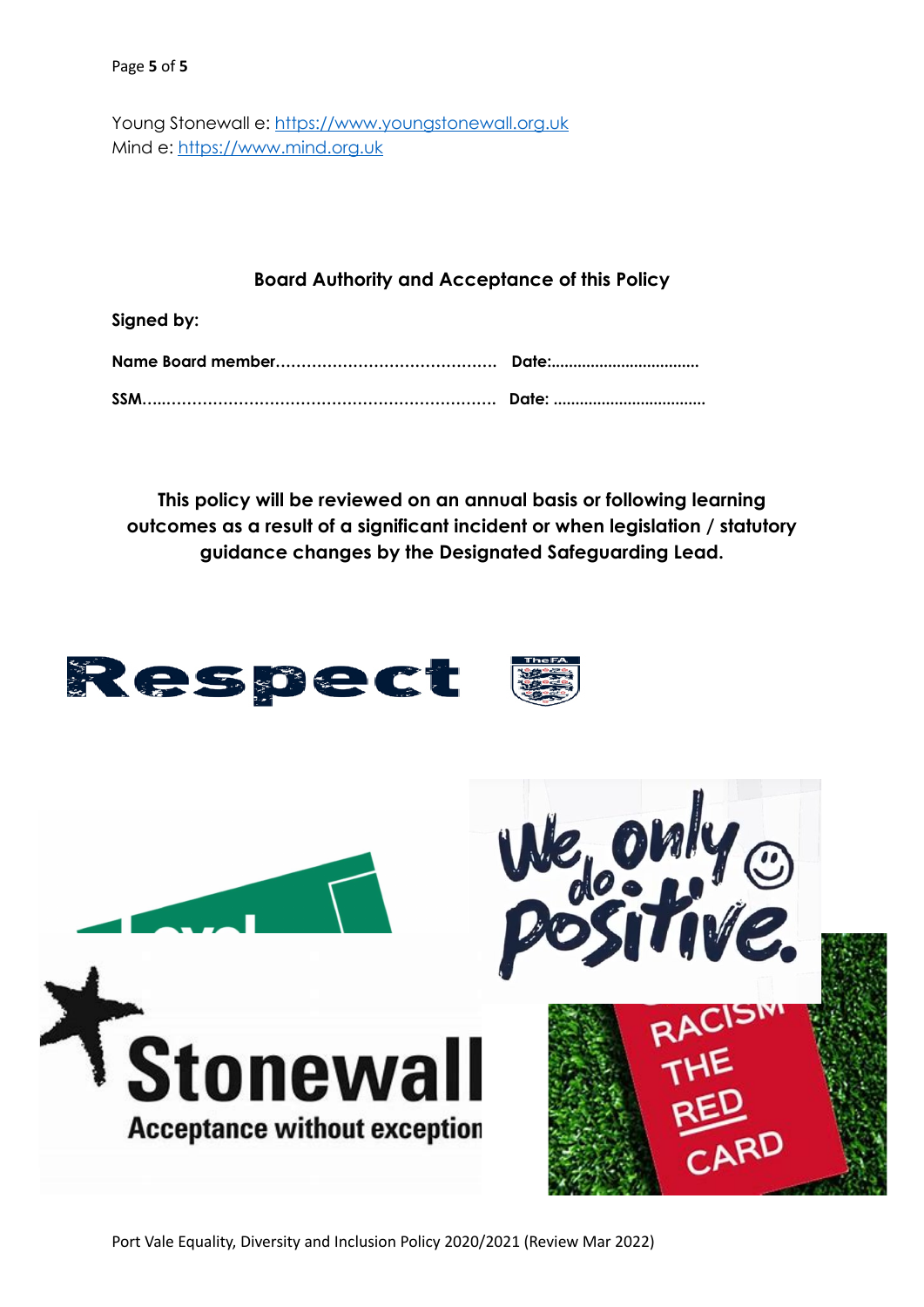Young Stonewall e: https://www.youngstonewall.org.uk
Mind e: https://www.mind.org.uk

**Board Authority and Acceptance of this Policy**

**Signed by:**

**Name Board member…………………………………… Date:………………………………**

**SSM………………………………………………………… Date: ………………………………**

**This policy will be reviewed on an annual basis or following learning outcomes as a result of a significant incident or when legislation / statutory guidance changes by the Designated Safeguarding Lead.**